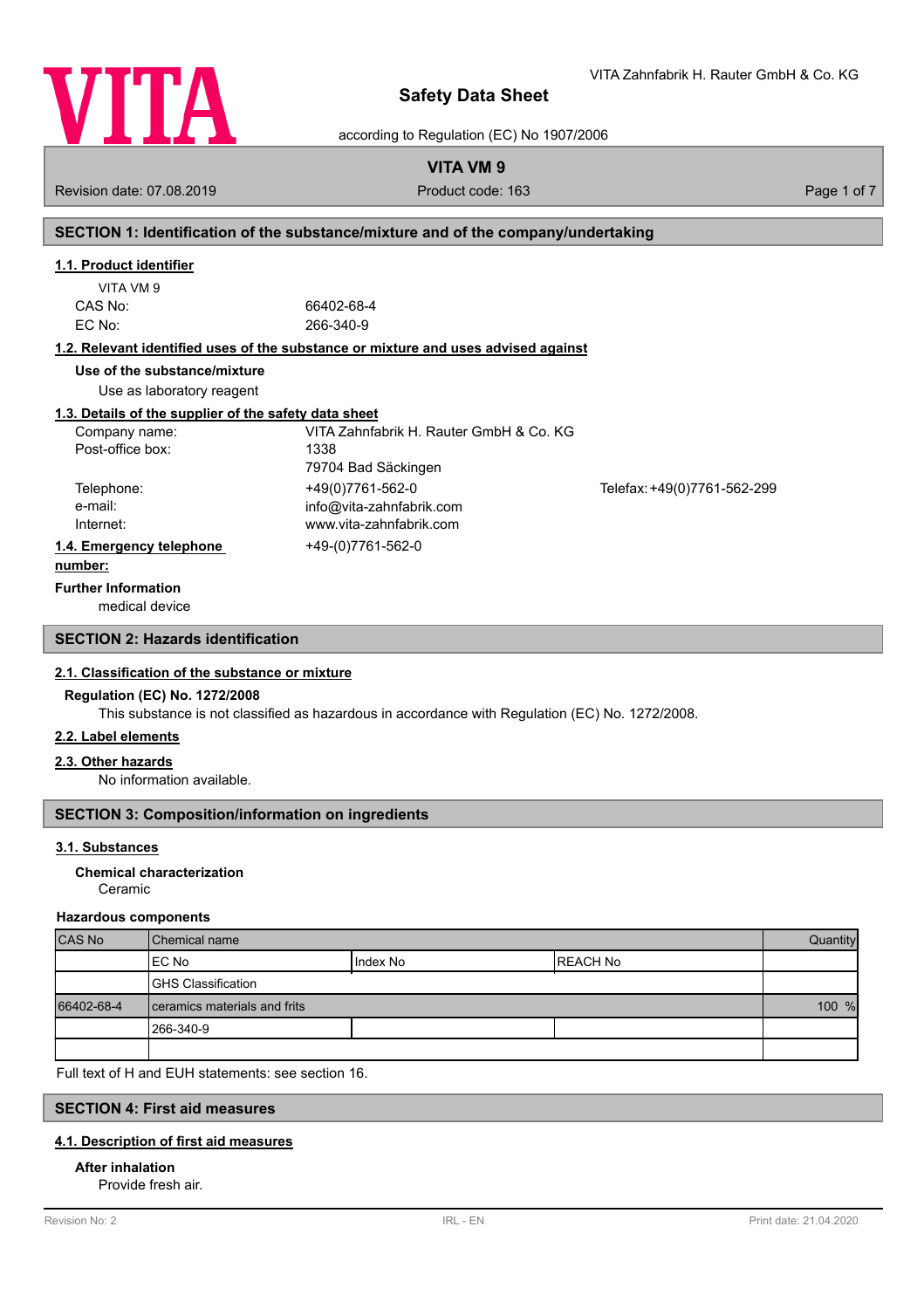# Safety Data Sheet

according to Regulation (EC) No 1907/2006

VITA Zahnfabrik H. Rauter GmbH & Co. KG

**VITA VM 9**

Revision date: 07.08.2019 Product code: 163

## SECTION 1: Identification of the substance/mixture and of the company/undertaking

### 1.1. Product identifier

VITA VM 9

CAS No: 66402-68-4

EC No: 266-340-9

### 1.2. Relevant identified uses of the substance or mixture and uses advised against

**Use of the substance/mixture**

Use as laboratory reagent

### 1.3. Details of the supplier of the safety data sheet

Company name: VITA Zahnfabrik H. Rauter GmbH & Co. KG

Post-office box: 1338
79704 Bad Säckingen

Telephone: +49(0)7761-562-0 Telefax: +49(0)7761-562-299

e-mail: info@vita-zahnfabrik.com

Internet: www.vita-zahnfabrik.com

### 1.4. Emergency telephone number:

+49-(0)7761-562-0

**Further Information**

medical device

## SECTION 2: Hazards identification

### 2.1. Classification of the substance or mixture

**Regulation (EC) No. 1272/2008**

This substance is not classified as hazardous in accordance with Regulation (EC) No. 1272/2008.

### 2.2. Label elements

### 2.3. Other hazards

No information available.

## SECTION 3: Composition/information on ingredients

### 3.1. Substances

**Chemical characterization**

Ceramic

**Hazardous components**

| CAS No | Chemical name | | | Quantity |
|---|---|---|---|---|
| | EC No | Index No | REACH No | |
| | GHS Classification | | | |
| 66402-68-4 | ceramics materials and frits | | | 100 % |
| | 266-340-9 | | | |
| | | | | |

Full text of H and EUH statements: see section 16.

## SECTION 4: First aid measures

### 4.1. Description of first aid measures

**After inhalation**

Provide fresh air.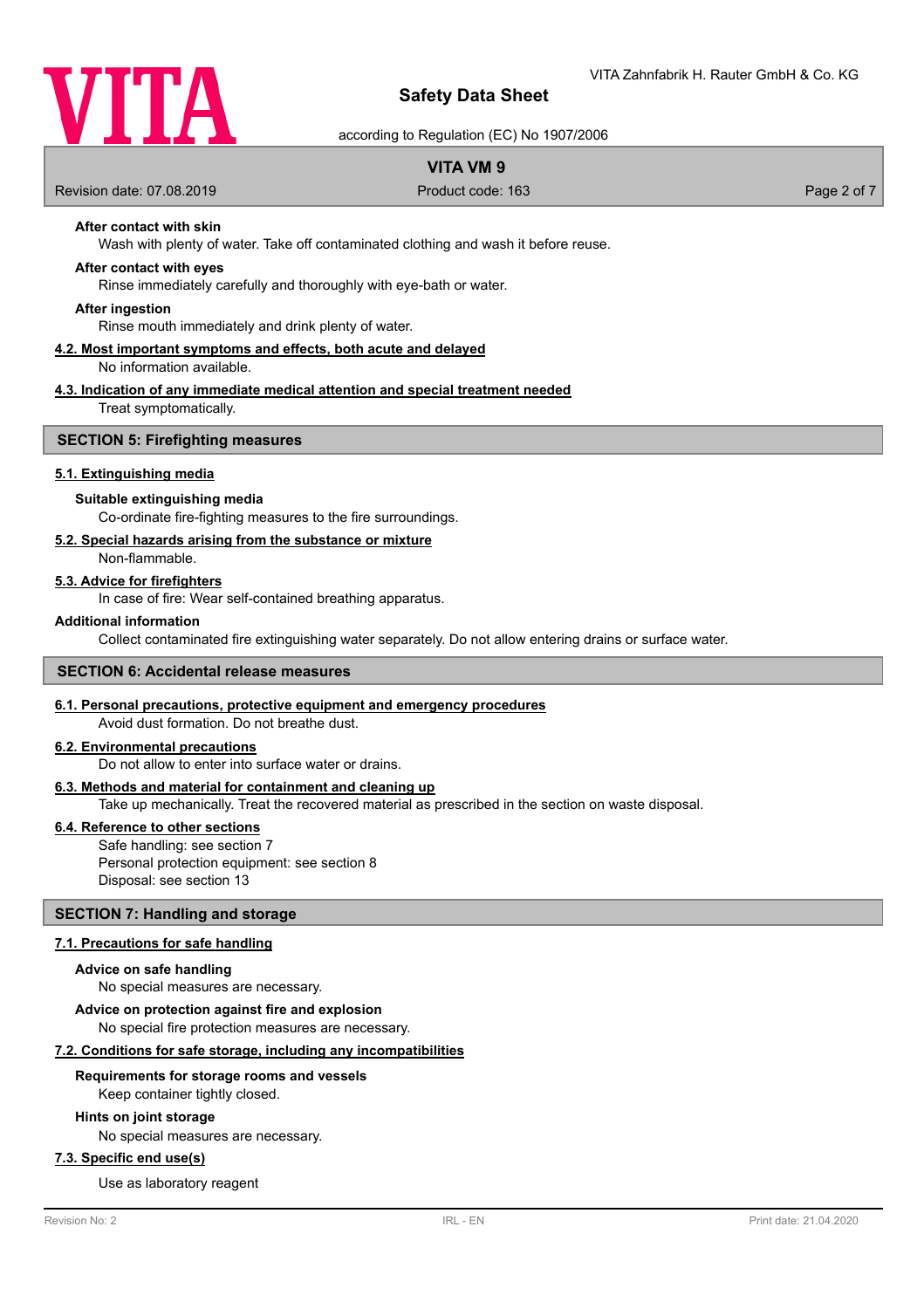**After contact with skin**

Wash with plenty of water. Take off contaminated clothing and wash it before reuse.

**After contact with eyes**

Rinse immediately carefully and thoroughly with eye-bath or water.

**After ingestion**

Rinse mouth immediately and drink plenty of water.

### 4.2. Most important symptoms and effects, both acute and delayed

No information available.

### 4.3. Indication of any immediate medical attention and special treatment needed

Treat symptomatically.

## SECTION 5: Firefighting measures

### 5.1. Extinguishing media

**Suitable extinguishing media**

Co-ordinate fire-fighting measures to the fire surroundings.

### 5.2. Special hazards arising from the substance or mixture

Non-flammable.

### 5.3. Advice for firefighters

In case of fire: Wear self-contained breathing apparatus.

**Additional information**

Collect contaminated fire extinguishing water separately. Do not allow entering drains or surface water.

## SECTION 6: Accidental release measures

### 6.1. Personal precautions, protective equipment and emergency procedures

Avoid dust formation. Do not breathe dust.

### 6.2. Environmental precautions

Do not allow to enter into surface water or drains.

### 6.3. Methods and material for containment and cleaning up

Take up mechanically. Treat the recovered material as prescribed in the section on waste disposal.

### 6.4. Reference to other sections

Safe handling: see section 7
Personal protection equipment: see section 8
Disposal: see section 13

## SECTION 7: Handling and storage

### 7.1. Precautions for safe handling

**Advice on safe handling**

No special measures are necessary.

**Advice on protection against fire and explosion**

No special fire protection measures are necessary.

### 7.2. Conditions for safe storage, including any incompatibilities

**Requirements for storage rooms and vessels**

Keep container tightly closed.

**Hints on joint storage**

No special measures are necessary.

### 7.3. Specific end use(s)

Use as laboratory reagent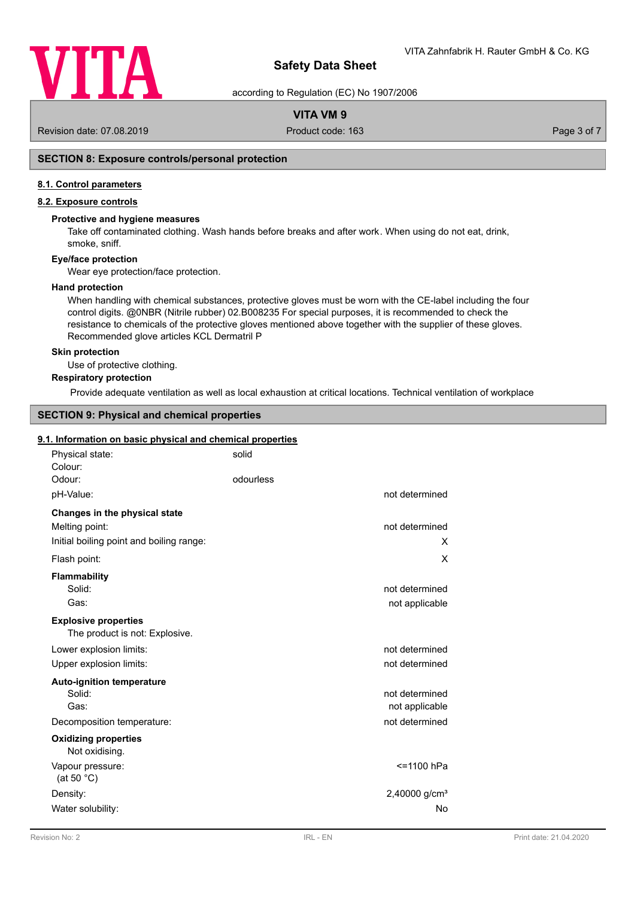## SECTION 8: Exposure controls/personal protection

### 8.1. Control parameters

### 8.2. Exposure controls

**Protective and hygiene measures**

Take off contaminated clothing. Wash hands before breaks and after work. When using do not eat, drink, smoke, sniff.

**Eye/face protection**

Wear eye protection/face protection.

**Hand protection**

When handling with chemical substances, protective gloves must be worn with the CE-label including the four control digits. @0NBR (Nitrile rubber) 02.B008235 For special purposes, it is recommended to check the resistance to chemicals of the protective gloves mentioned above together with the supplier of these gloves. Recommended glove articles KCL Dermatril P

**Skin protection**

Use of protective clothing.

**Respiratory protection**

Provide adequate ventilation as well as local exhaustion at critical locations. Technical ventilation of workplace

## SECTION 9: Physical and chemical properties

### 9.1. Information on basic physical and chemical properties

| | | |
|---|---|---|
| Physical state: | solid | |
| Colour: | | |
| Odour: | odourless | |
| pH-Value: | | not determined |
| **Changes in the physical state** | | |
| Melting point: | | not determined |
| Initial boiling point and boiling range: | | X |
| Flash point: | | X |
| **Flammability** | | |
| Solid: | | not determined |
| Gas: | | not applicable |
| **Explosive properties** | | |
| The product is not: Explosive. | | |
| Lower explosion limits: | | not determined |
| Upper explosion limits: | | not determined |
| **Auto-ignition temperature** | | |
| Solid: | | not determined |
| Gas: | | not applicable |
| Decomposition temperature: | | not determined |
| **Oxidizing properties** | | |
| Not oxidising. | | |
| Vapour pressure: (at 50 °C) | | <=1100 hPa |
| Density: | | 2,40000 g/cm³ |
| Water solubility: | | No |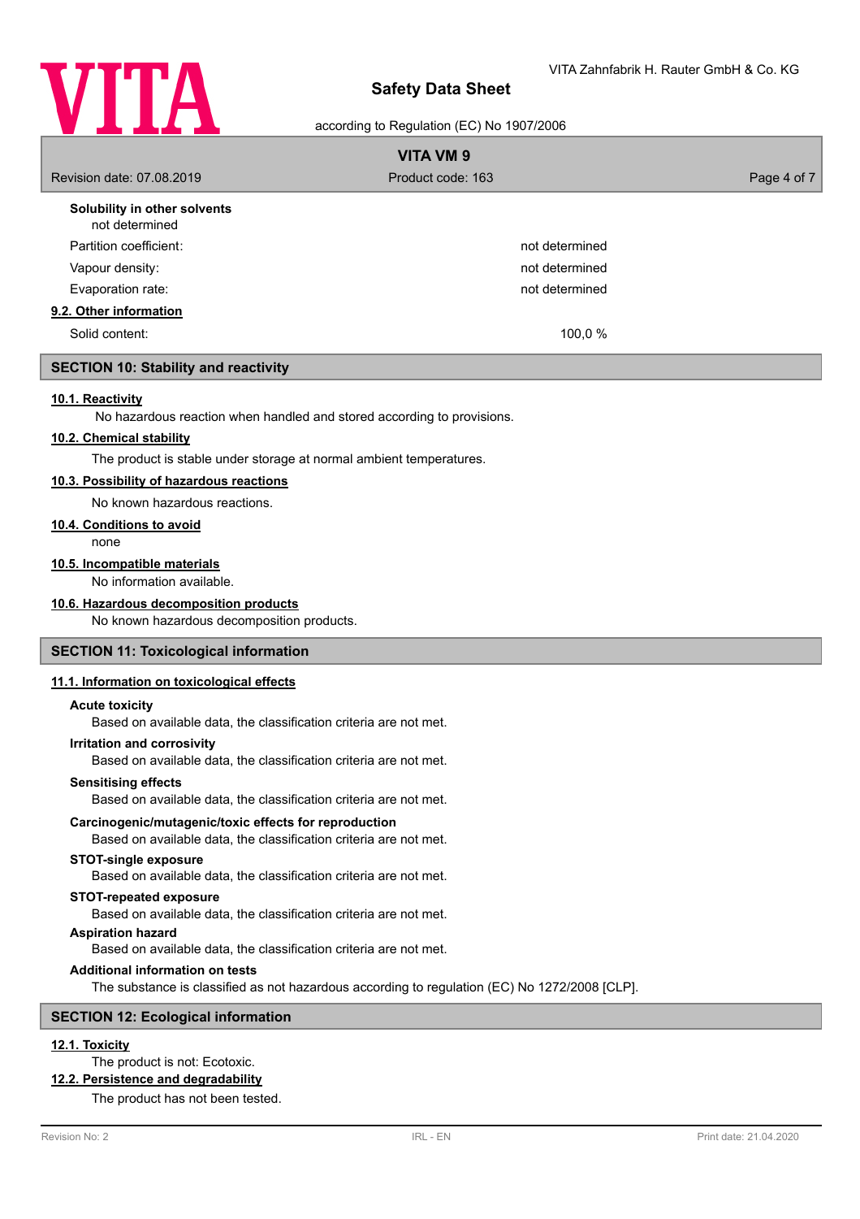**Solubility in other solvents**

not determined

| | |
|---|---|
| Partition coefficient: | not determined |
| Vapour density: | not determined |
| Evaporation rate: | not determined |

**9.2. Other information**

| | |
|---|---|
| Solid content: | 100,0 % |

## SECTION 10: Stability and reactivity

**10.1. Reactivity**

No hazardous reaction when handled and stored according to provisions.

**10.2. Chemical stability**

The product is stable under storage at normal ambient temperatures.

**10.3. Possibility of hazardous reactions**

No known hazardous reactions.

**10.4. Conditions to avoid**

none

**10.5. Incompatible materials**

No information available.

**10.6. Hazardous decomposition products**

No known hazardous decomposition products.

## SECTION 11: Toxicological information

**11.1. Information on toxicological effects**

**Acute toxicity**

Based on available data, the classification criteria are not met.

**Irritation and corrosivity**

Based on available data, the classification criteria are not met.

**Sensitising effects**

Based on available data, the classification criteria are not met.

**Carcinogenic/mutagenic/toxic effects for reproduction**

Based on available data, the classification criteria are not met.

**STOT-single exposure**

Based on available data, the classification criteria are not met.

**STOT-repeated exposure**

Based on available data, the classification criteria are not met.

**Aspiration hazard**

Based on available data, the classification criteria are not met.

**Additional information on tests**

The substance is classified as not hazardous according to regulation (EC) No 1272/2008 [CLP].

## SECTION 12: Ecological information

**12.1. Toxicity**

The product is not: Ecotoxic.

**12.2. Persistence and degradability**

The product has not been tested.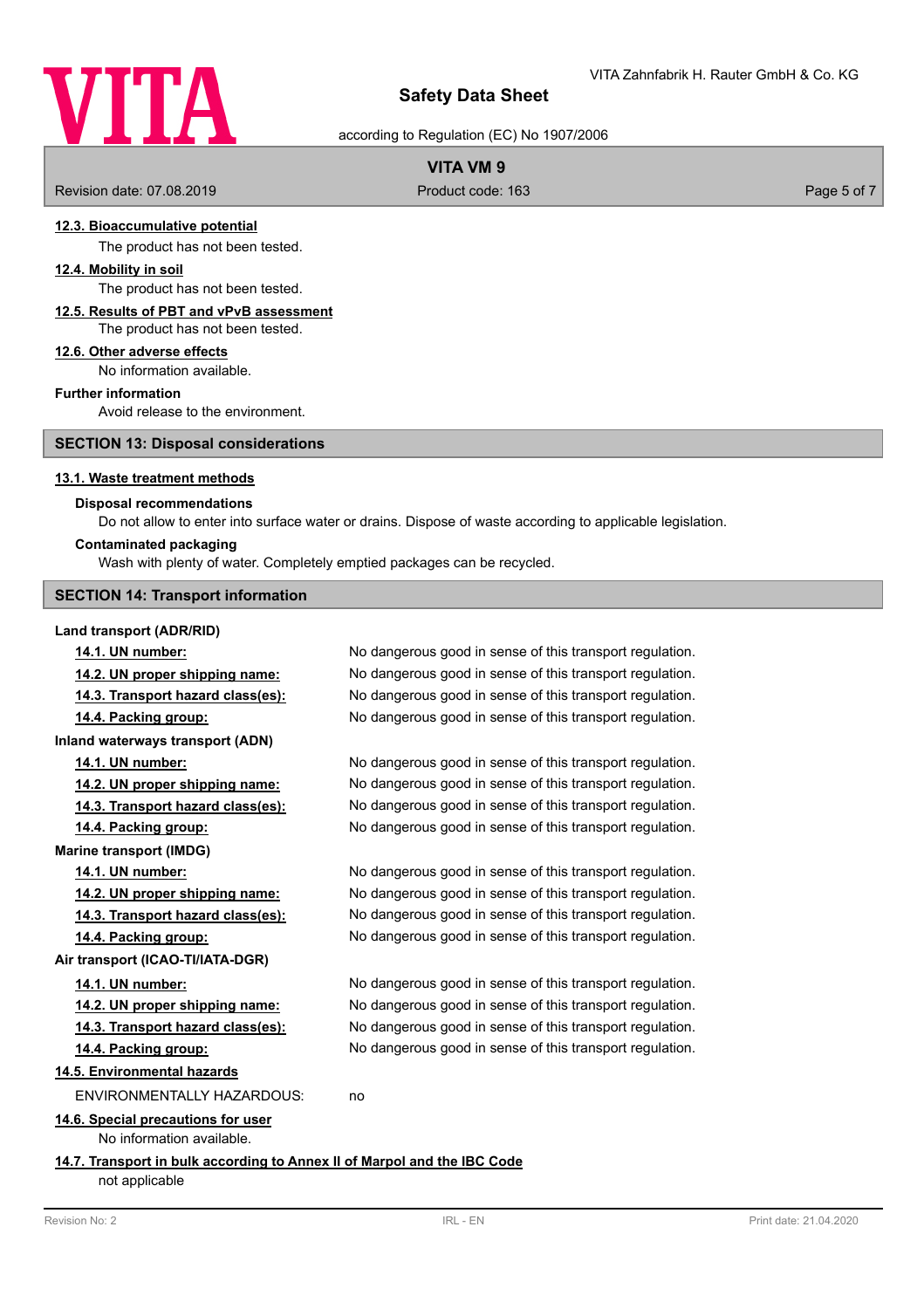#### 12.3. Bioaccumulative potential

The product has not been tested.

#### 12.4. Mobility in soil

The product has not been tested.

#### 12.5. Results of PBT and vPvB assessment

The product has not been tested.

#### 12.6. Other adverse effects

No information available.

**Further information**

Avoid release to the environment.

## SECTION 13: Disposal considerations

#### 13.1. Waste treatment methods

**Disposal recommendations**

Do not allow to enter into surface water or drains. Dispose of waste according to applicable legislation.

**Contaminated packaging**

Wash with plenty of water. Completely emptied packages can be recycled.

## SECTION 14: Transport information

**Land transport (ADR/RID)**

| | |
|---|---|
| **14.1. UN number:** | No dangerous good in sense of this transport regulation. |
| **14.2. UN proper shipping name:** | No dangerous good in sense of this transport regulation. |
| **14.3. Transport hazard class(es):** | No dangerous good in sense of this transport regulation. |
| **14.4. Packing group:** | No dangerous good in sense of this transport regulation. |

**Inland waterways transport (ADN)**

| | |
|---|---|
| **14.1. UN number:** | No dangerous good in sense of this transport regulation. |
| **14.2. UN proper shipping name:** | No dangerous good in sense of this transport regulation. |
| **14.3. Transport hazard class(es):** | No dangerous good in sense of this transport regulation. |
| **14.4. Packing group:** | No dangerous good in sense of this transport regulation. |

**Marine transport (IMDG)**

| | |
|---|---|
| **14.1. UN number:** | No dangerous good in sense of this transport regulation. |
| **14.2. UN proper shipping name:** | No dangerous good in sense of this transport regulation. |
| **14.3. Transport hazard class(es):** | No dangerous good in sense of this transport regulation. |
| **14.4. Packing group:** | No dangerous good in sense of this transport regulation. |

**Air transport (ICAO-TI/IATA-DGR)**

| | |
|---|---|
| **14.1. UN number:** | No dangerous good in sense of this transport regulation. |
| **14.2. UN proper shipping name:** | No dangerous good in sense of this transport regulation. |
| **14.3. Transport hazard class(es):** | No dangerous good in sense of this transport regulation. |
| **14.4. Packing group:** | No dangerous good in sense of this transport regulation. |

#### 14.5. Environmental hazards

ENVIRONMENTALLY HAZARDOUS: no

#### 14.6. Special precautions for user

No information available.

#### 14.7. Transport in bulk according to Annex II of Marpol and the IBC Code

not applicable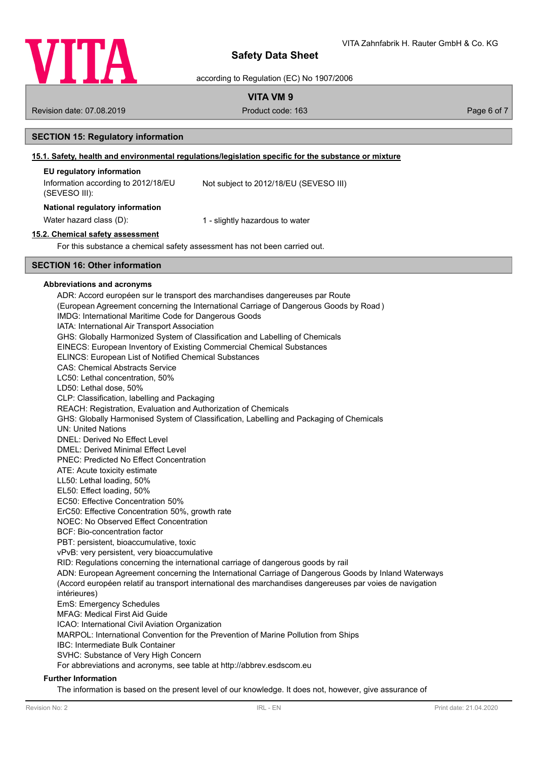## SECTION 15: Regulatory information

### 15.1. Safety, health and environmental regulations/legislation specific for the substance or mixture

**EU regulatory information**

| | |
|---|---|
| Information according to 2012/18/EU (SEVESO III): | Not subject to 2012/18/EU (SEVESO III) |

**National regulatory information**

| | |
|---|---|
| Water hazard class (D): | 1 - slightly hazardous to water |

### 15.2. Chemical safety assessment

For this substance a chemical safety assessment has not been carried out.

## SECTION 16: Other information

**Abbreviations and acronyms**

ADR: Accord européen sur le transport des marchandises dangereuses par Route
(European Agreement concerning the International Carriage of Dangerous Goods by Road )
IMDG: International Maritime Code for Dangerous Goods
IATA: International Air Transport Association
GHS: Globally Harmonized System of Classification and Labelling of Chemicals
EINECS: European Inventory of Existing Commercial Chemical Substances
ELINCS: European List of Notified Chemical Substances
CAS: Chemical Abstracts Service
LC50: Lethal concentration, 50%
LD50: Lethal dose, 50%
CLP: Classification, labelling and Packaging
REACH: Registration, Evaluation and Authorization of Chemicals
GHS: Globally Harmonised System of Classification, Labelling and Packaging of Chemicals
UN: United Nations
DNEL: Derived No Effect Level
DMEL: Derived Minimal Effect Level
PNEC: Predicted No Effect Concentration
ATE: Acute toxicity estimate
LL50: Lethal loading, 50%
EL50: Effect loading, 50%
EC50: Effective Concentration 50%
ErC50: Effective Concentration 50%, growth rate
NOEC: No Observed Effect Concentration
BCF: Bio-concentration factor
PBT: persistent, bioaccumulative, toxic
vPvB: very persistent, very bioaccumulative
RID: Regulations concerning the international carriage of dangerous goods by rail
ADN: European Agreement concerning the International Carriage of Dangerous Goods by Inland Waterways
(Accord européen relatif au transport international des marchandises dangereuses par voies de navigation intérieures)
EmS: Emergency Schedules
MFAG: Medical First Aid Guide
ICAO: International Civil Aviation Organization
MARPOL: International Convention for the Prevention of Marine Pollution from Ships
IBC: Intermediate Bulk Container
SVHC: Substance of Very High Concern
For abbreviations and acronyms, see table at http://abbrev.esdscom.eu

**Further Information**

The information is based on the present level of our knowledge. It does not, however, give assurance of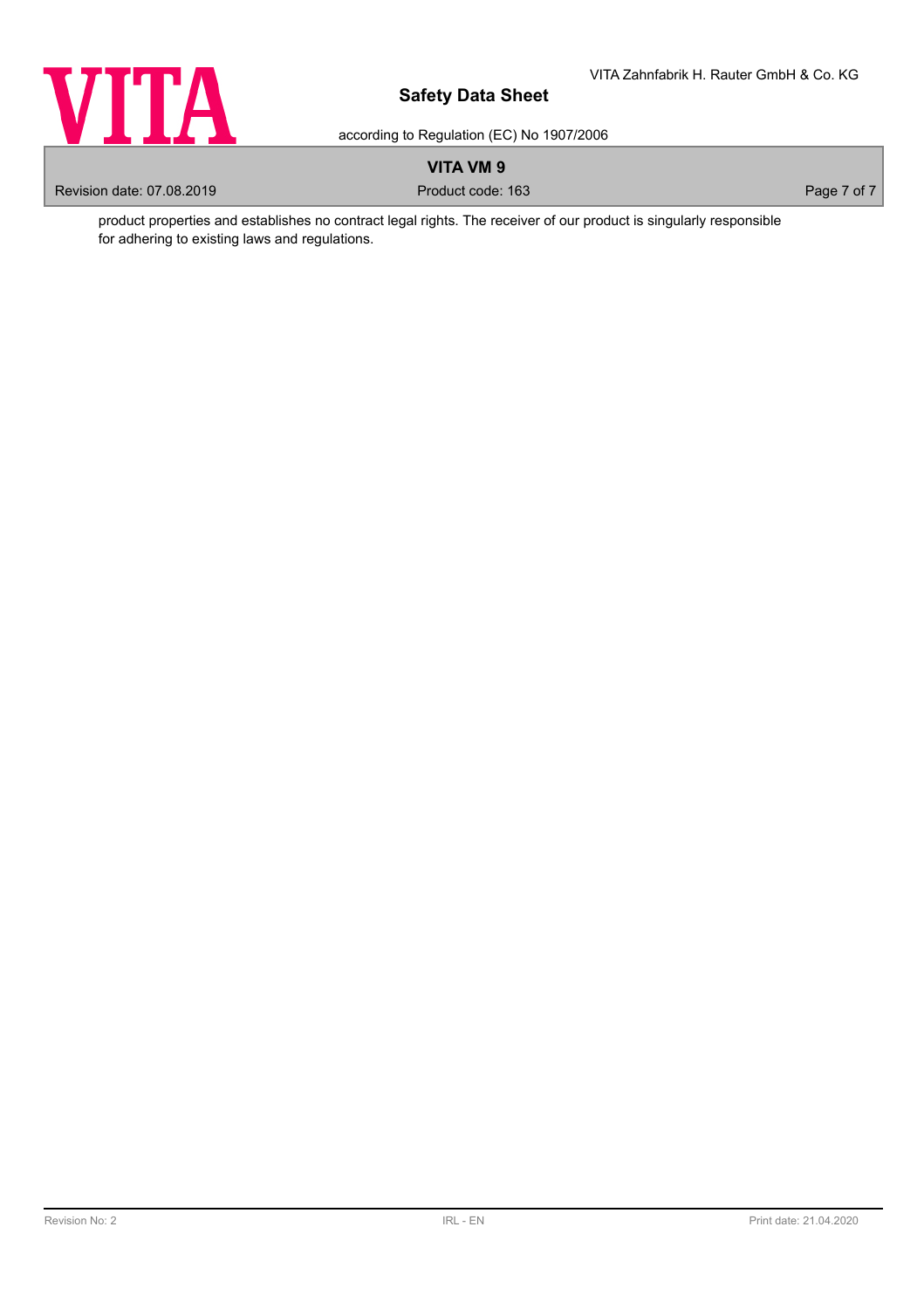product properties and establishes no contract legal rights. The receiver of our product is singularly responsible for adhering to existing laws and regulations.